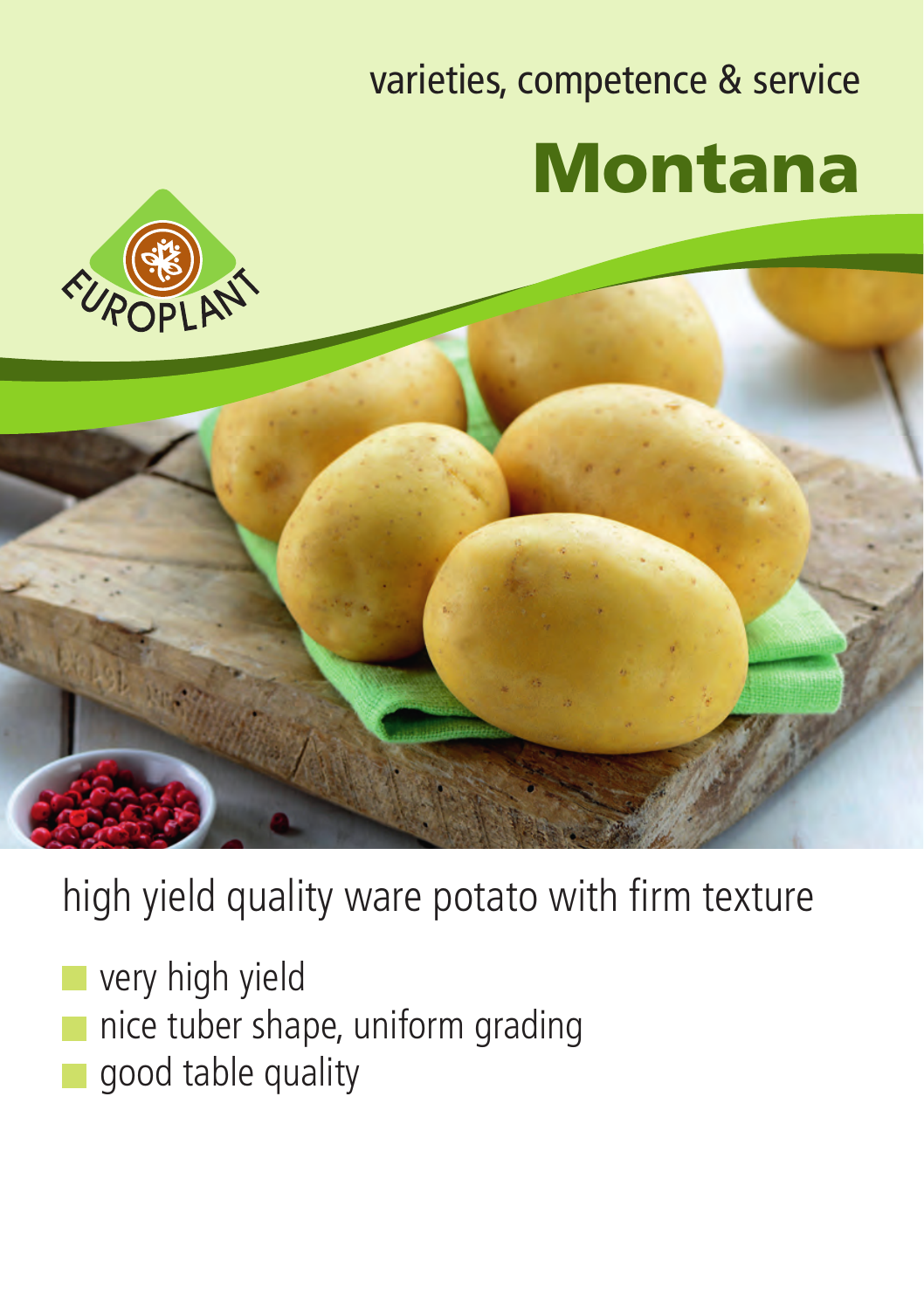varieties, competence & service

# Montana

EUROPLANT

high yield quality ware potato with firm texture

- very high yield
- nice tuber shape, uniform grading
- good table quality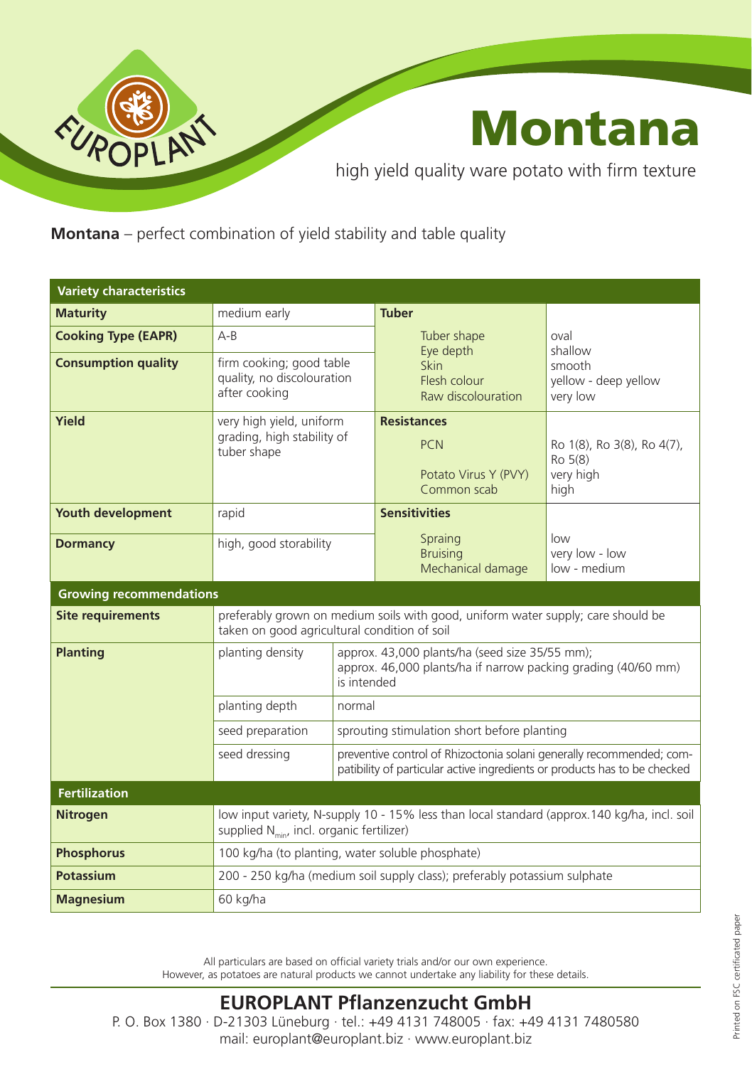# Montana

high yield quality ware potato with firm texture

**Montana** – perfect combination of yield stability and table quality

| Variety characteristics | | | |
|---|---|---|---|
| **Maturity** | medium early | **Tuber** | |
| **Cooking Type (EAPR)** | A-B | Tuber shape<br>Eye depth<br>Skin<br>Flesh colour<br>Raw discolouration | oval<br>shallow<br>smooth<br>yellow - deep yellow<br>very low |
| **Consumption quality** | firm cooking; good table quality, no discolouration after cooking | | |
| **Yield** | very high yield, uniform grading, high stability of tuber shape | **Resistances**<br>PCN<br><br>Potato Virus Y (PVY)<br>Common scab | <br>Ro 1(8), Ro 3(8), Ro 4(7), Ro 5(8)<br>very high<br>high |
| **Youth development** | rapid | **Sensitivities** | |
| **Dormancy** | high, good storability | Spraing<br>Bruising<br>Mechanical damage | low<br>very low - low<br>low - medium |

| Growing recommendations | | |
|---|---|---|
| **Site requirements** | preferably grown on medium soils with good, uniform water supply; care should be taken on good agricultural condition of soil | |
| **Planting** | planting density | approx. 43,000 plants/ha (seed size 35/55 mm); approx. 46,000 plants/ha if narrow packing grading (40/60 mm) is intended |
| | planting depth | normal |
| | seed preparation | sprouting stimulation short before planting |
| | seed dressing | preventive control of Rhizoctonia solani generally recommended; compatibility of particular active ingredients or products has to be checked |

| Fertilization | |
|---|---|
| **Nitrogen** | low input variety, N-supply 10 - 15% less than local standard (approx.140 kg/ha, incl. soil supplied $N_{min}$, incl. organic fertilizer) |
| **Phosphorus** | 100 kg/ha (to planting, water soluble phosphate) |
| **Potassium** | 200 - 250 kg/ha (medium soil supply class); preferably potassium sulphate |
| **Magnesium** | 60 kg/ha |

All particulars are based on official variety trials and/or our own experience.
However, as potatoes are natural products we cannot undertake any liability for these details.

**EUROPLANT Pflanzenzucht GmbH**

P. O. Box 1380 · D-21303 Lüneburg · tel.: +49 4131 748005 · fax: +49 4131 7480580
mail: europlant@europlant.biz · www.europlant.biz

Printed on FSC certificated paper